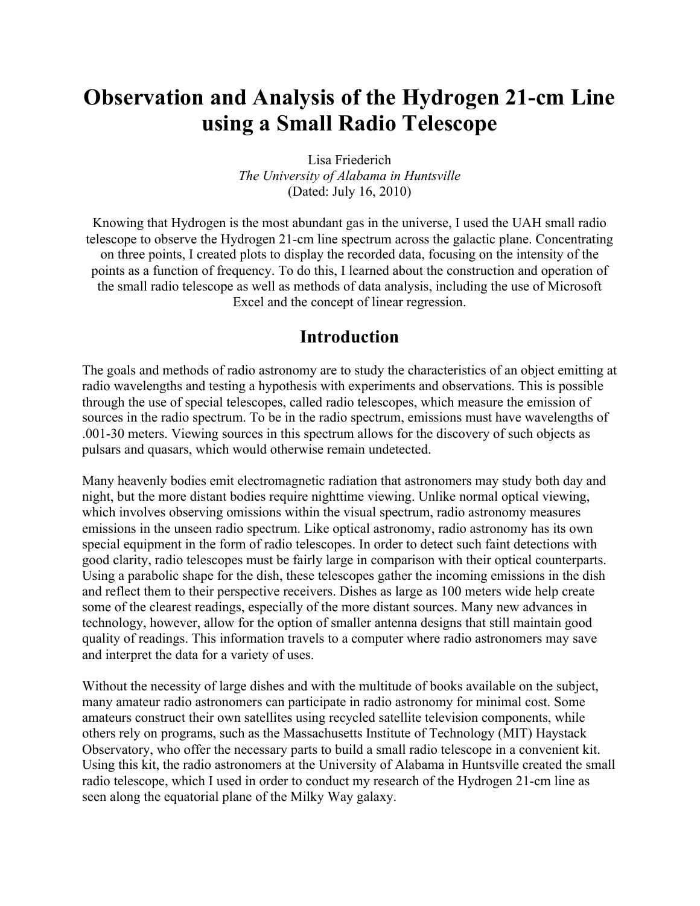# Observation and Analysis of the Hydrogen 21-cm Line using a Small Radio Telescope

Lisa Friederich
*The University of Alabama in Huntsville*
(Dated: July 16, 2010)

Knowing that Hydrogen is the most abundant gas in the universe, I used the UAH small radio telescope to observe the Hydrogen 21-cm line spectrum across the galactic plane. Concentrating on three points, I created plots to display the recorded data, focusing on the intensity of the points as a function of frequency. To do this, I learned about the construction and operation of the small radio telescope as well as methods of data analysis, including the use of Microsoft Excel and the concept of linear regression.

## Introduction

The goals and methods of radio astronomy are to study the characteristics of an object emitting at radio wavelengths and testing a hypothesis with experiments and observations. This is possible through the use of special telescopes, called radio telescopes, which measure the emission of sources in the radio spectrum. To be in the radio spectrum, emissions must have wavelengths of .001-30 meters. Viewing sources in this spectrum allows for the discovery of such objects as pulsars and quasars, which would otherwise remain undetected.

Many heavenly bodies emit electromagnetic radiation that astronomers may study both day and night, but the more distant bodies require nighttime viewing. Unlike normal optical viewing, which involves observing omissions within the visual spectrum, radio astronomy measures emissions in the unseen radio spectrum. Like optical astronomy, radio astronomy has its own special equipment in the form of radio telescopes. In order to detect such faint detections with good clarity, radio telescopes must be fairly large in comparison with their optical counterparts. Using a parabolic shape for the dish, these telescopes gather the incoming emissions in the dish and reflect them to their perspective receivers. Dishes as large as 100 meters wide help create some of the clearest readings, especially of the more distant sources. Many new advances in technology, however, allow for the option of smaller antenna designs that still maintain good quality of readings. This information travels to a computer where radio astronomers may save and interpret the data for a variety of uses.

Without the necessity of large dishes and with the multitude of books available on the subject, many amateur radio astronomers can participate in radio astronomy for minimal cost. Some amateurs construct their own satellites using recycled satellite television components, while others rely on programs, such as the Massachusetts Institute of Technology (MIT) Haystack Observatory, who offer the necessary parts to build a small radio telescope in a convenient kit. Using this kit, the radio astronomers at the University of Alabama in Huntsville created the small radio telescope, which I used in order to conduct my research of the Hydrogen 21-cm line as seen along the equatorial plane of the Milky Way galaxy.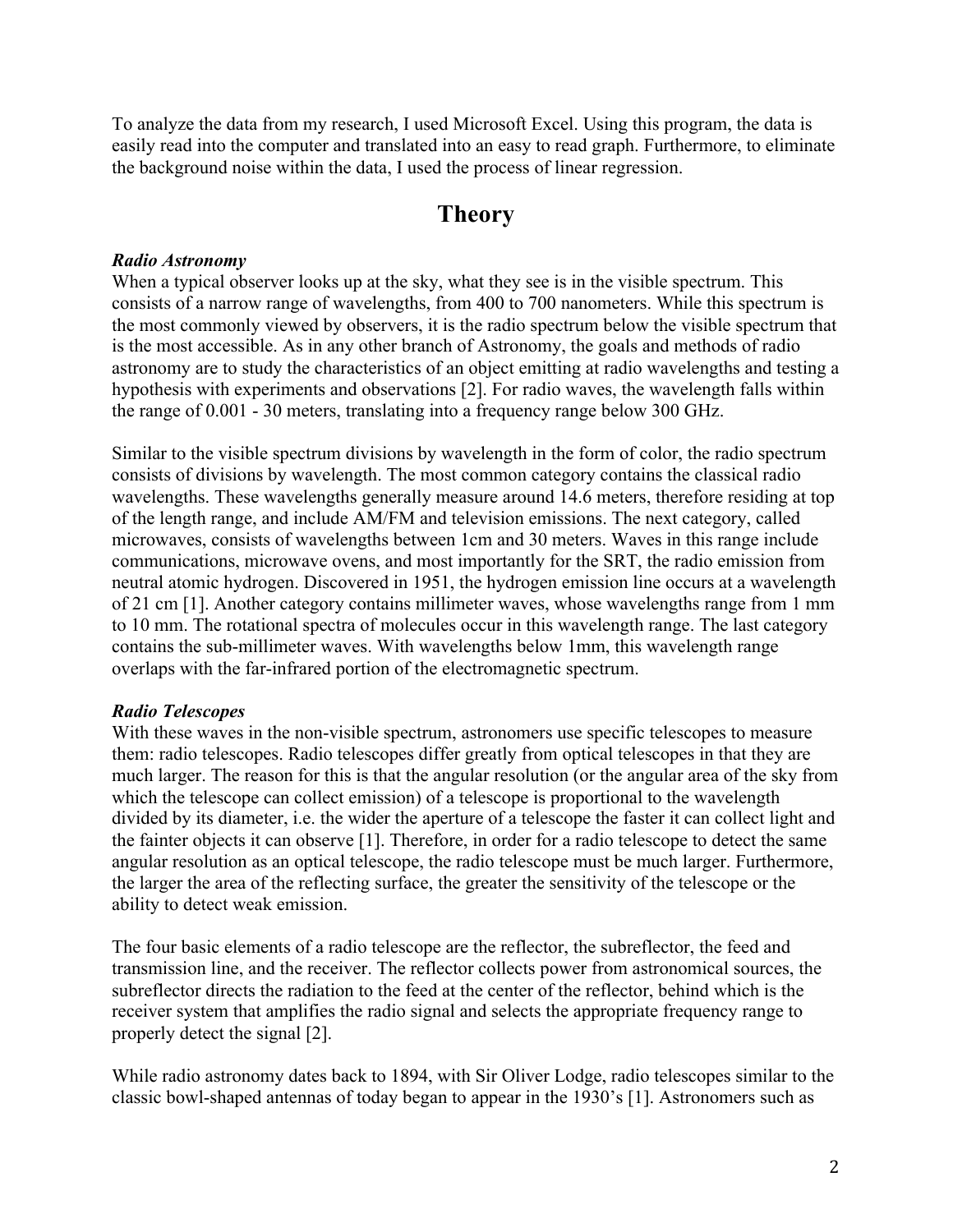To analyze the data from my research, I used Microsoft Excel. Using this program, the data is easily read into the computer and translated into an easy to read graph. Furthermore, to eliminate the background noise within the data, I used the process of linear regression.

## Theory

***Radio Astronomy***

When a typical observer looks up at the sky, what they see is in the visible spectrum. This consists of a narrow range of wavelengths, from 400 to 700 nanometers. While this spectrum is the most commonly viewed by observers, it is the radio spectrum below the visible spectrum that is the most accessible. As in any other branch of Astronomy, the goals and methods of radio astronomy are to study the characteristics of an object emitting at radio wavelengths and testing a hypothesis with experiments and observations [2]. For radio waves, the wavelength falls within the range of 0.001 - 30 meters, translating into a frequency range below 300 GHz.

Similar to the visible spectrum divisions by wavelength in the form of color, the radio spectrum consists of divisions by wavelength. The most common category contains the classical radio wavelengths. These wavelengths generally measure around 14.6 meters, therefore residing at top of the length range, and include AM/FM and television emissions. The next category, called microwaves, consists of wavelengths between 1cm and 30 meters. Waves in this range include communications, microwave ovens, and most importantly for the SRT, the radio emission from neutral atomic hydrogen. Discovered in 1951, the hydrogen emission line occurs at a wavelength of 21 cm [1]. Another category contains millimeter waves, whose wavelengths range from 1 mm to 10 mm. The rotational spectra of molecules occur in this wavelength range. The last category contains the sub-millimeter waves. With wavelengths below 1mm, this wavelength range overlaps with the far-infrared portion of the electromagnetic spectrum.

***Radio Telescopes***

With these waves in the non-visible spectrum, astronomers use specific telescopes to measure them: radio telescopes. Radio telescopes differ greatly from optical telescopes in that they are much larger. The reason for this is that the angular resolution (or the angular area of the sky from which the telescope can collect emission) of a telescope is proportional to the wavelength divided by its diameter, i.e. the wider the aperture of a telescope the faster it can collect light and the fainter objects it can observe [1]. Therefore, in order for a radio telescope to detect the same angular resolution as an optical telescope, the radio telescope must be much larger. Furthermore, the larger the area of the reflecting surface, the greater the sensitivity of the telescope or the ability to detect weak emission.

The four basic elements of a radio telescope are the reflector, the subreflector, the feed and transmission line, and the receiver. The reflector collects power from astronomical sources, the subreflector directs the radiation to the feed at the center of the reflector, behind which is the receiver system that amplifies the radio signal and selects the appropriate frequency range to properly detect the signal [2].

While radio astronomy dates back to 1894, with Sir Oliver Lodge, radio telescopes similar to the classic bowl-shaped antennas of today began to appear in the 1930's [1]. Astronomers such as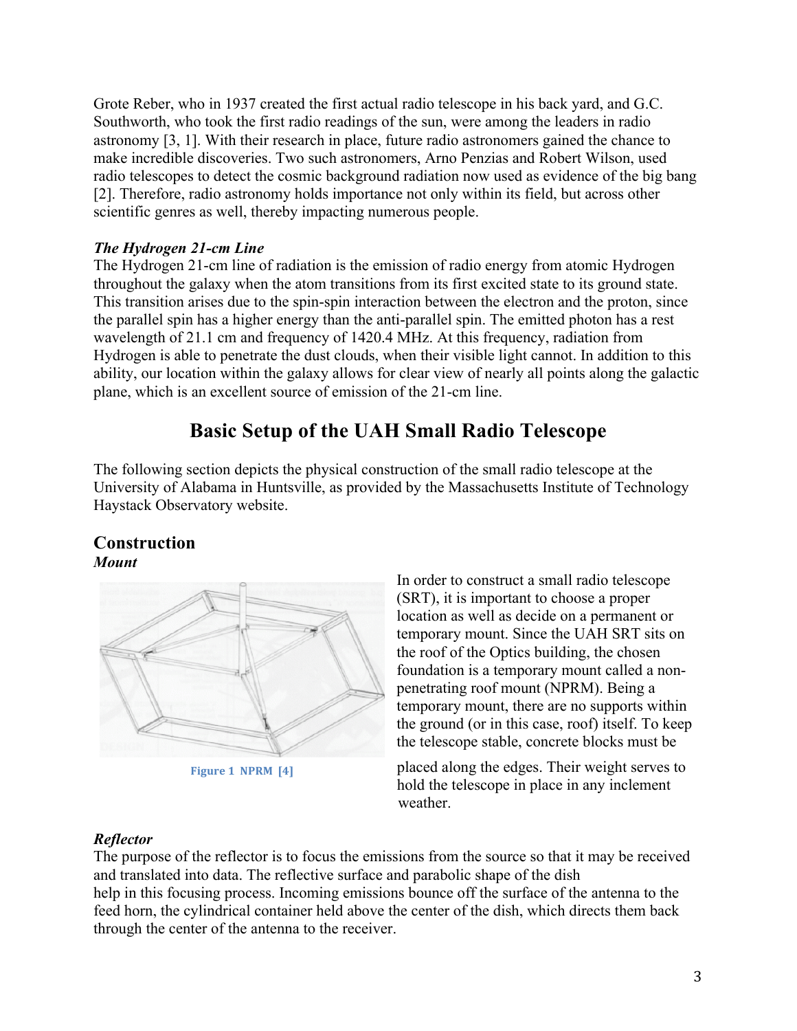Grote Reber, who in 1937 created the first actual radio telescope in his back yard, and G.C. Southworth, who took the first radio readings of the sun, were among the leaders in radio astronomy [3, 1]. With their research in place, future radio astronomers gained the chance to make incredible discoveries. Two such astronomers, Arno Penzias and Robert Wilson, used radio telescopes to detect the cosmic background radiation now used as evidence of the big bang [2]. Therefore, radio astronomy holds importance not only within its field, but across other scientific genres as well, thereby impacting numerous people.

***The Hydrogen 21-cm Line***

The Hydrogen 21-cm line of radiation is the emission of radio energy from atomic Hydrogen throughout the galaxy when the atom transitions from its first excited state to its ground state. This transition arises due to the spin-spin interaction between the electron and the proton, since the parallel spin has a higher energy than the anti-parallel spin. The emitted photon has a rest wavelength of 21.1 cm and frequency of 1420.4 MHz. At this frequency, radiation from Hydrogen is able to penetrate the dust clouds, when their visible light cannot. In addition to this ability, our location within the galaxy allows for clear view of nearly all points along the galactic plane, which is an excellent source of emission of the 21-cm line.

# Basic Setup of the UAH Small Radio Telescope

The following section depicts the physical construction of the small radio telescope at the University of Alabama in Huntsville, as provided by the Massachusetts Institute of Technology Haystack Observatory website.

## Construction

***Mount***

In order to construct a small radio telescope (SRT), it is important to choose a proper location as well as decide on a permanent or temporary mount. Since the UAH SRT sits on the roof of the Optics building, the chosen foundation is a temporary mount called a non-penetrating roof mount (NPRM). Being a temporary mount, there are no supports within the ground (or in this case, roof) itself. To keep the telescope stable, concrete blocks must be placed along the edges. Their weight serves to hold the telescope in place in any inclement weather.

Figure 1 NPRM [4]

***Reflector***

The purpose of the reflector is to focus the emissions from the source so that it may be received and translated into data. The reflective surface and parabolic shape of the dish help in this focusing process. Incoming emissions bounce off the surface of the antenna to the feed horn, the cylindrical container held above the center of the dish, which directs them back through the center of the antenna to the receiver.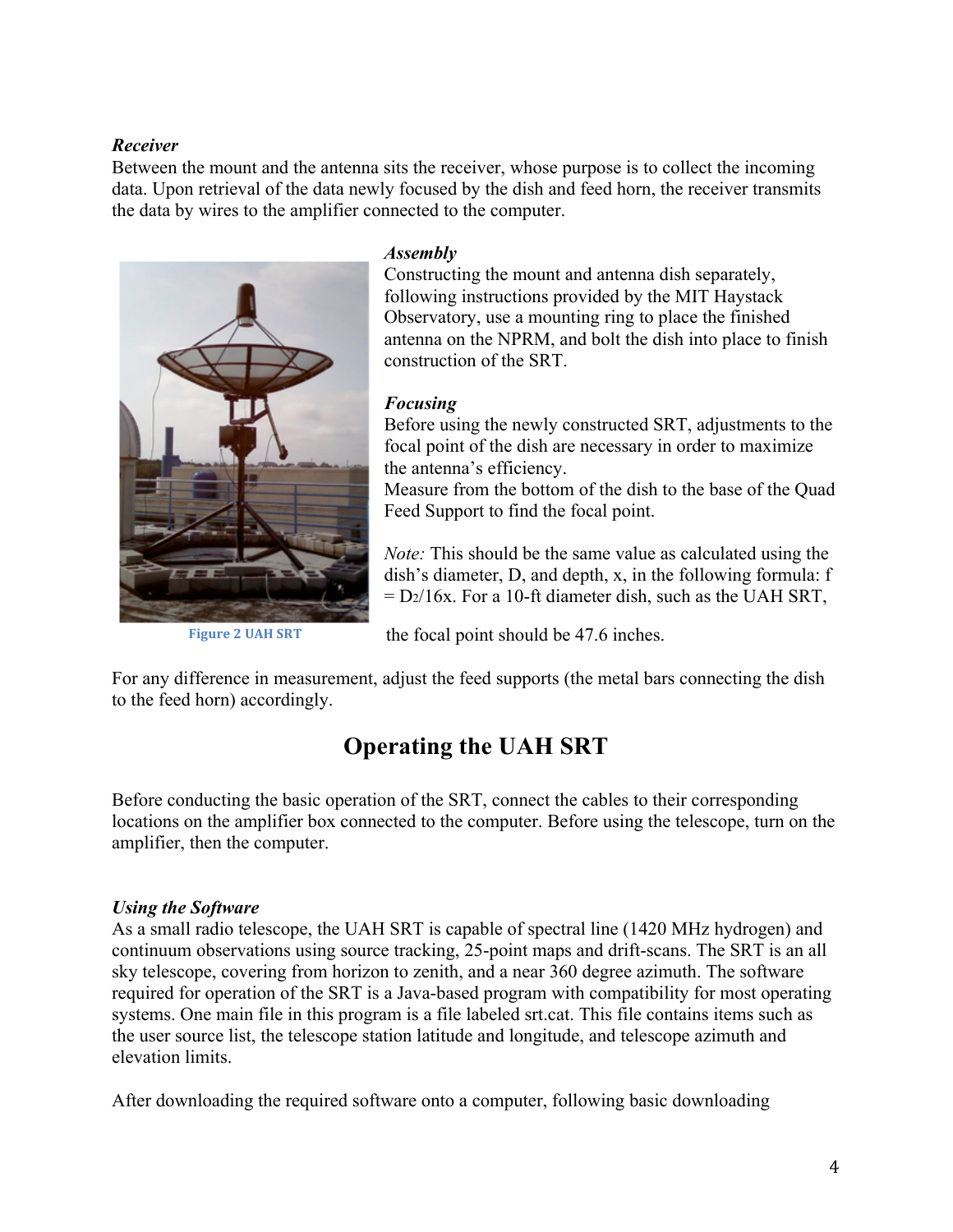***Receiver***
Between the mount and the antenna sits the receiver, whose purpose is to collect the incoming data. Upon retrieval of the data newly focused by the dish and feed horn, the receiver transmits the data by wires to the amplifier connected to the computer.

***Assembly***
Constructing the mount and antenna dish separately, following instructions provided by the MIT Haystack Observatory, use a mounting ring to place the finished antenna on the NPRM, and bolt the dish into place to finish construction of the SRT.

Figure 2 UAH SRT

***Focusing***
Before using the newly constructed SRT, adjustments to the focal point of the dish are necessary in order to maximize the antenna's efficiency.
Measure from the bottom of the dish to the base of the Quad Feed Support to find the focal point.

*Note:* This should be the same value as calculated using the dish's diameter, D, and depth, x, in the following formula: $f = D^2/16x$. For a 10-ft diameter dish, such as the UAH SRT, the focal point should be 47.6 inches.

For any difference in measurement, adjust the feed supports (the metal bars connecting the dish to the feed horn) accordingly.

## Operating the UAH SRT

Before conducting the basic operation of the SRT, connect the cables to their corresponding locations on the amplifier box connected to the computer. Before using the telescope, turn on the amplifier, then the computer.

***Using the Software***
As a small radio telescope, the UAH SRT is capable of spectral line (1420 MHz hydrogen) and continuum observations using source tracking, 25-point maps and drift-scans. The SRT is an all sky telescope, covering from horizon to zenith, and a near 360 degree azimuth. The software required for operation of the SRT is a Java-based program with compatibility for most operating systems. One main file in this program is a file labeled srt.cat. This file contains items such as the user source list, the telescope station latitude and longitude, and telescope azimuth and elevation limits.

After downloading the required software onto a computer, following basic downloading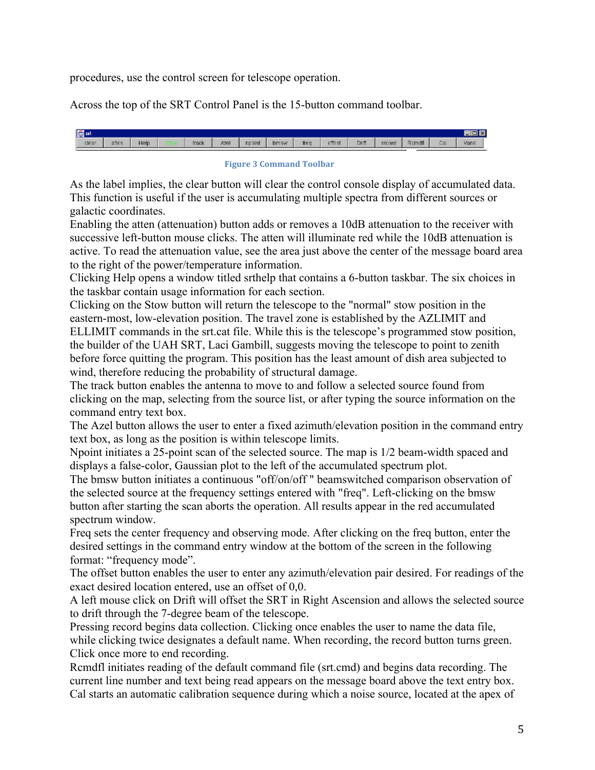procedures, use the control screen for telescope operation.

Across the top of the SRT Control Panel is the 15-button command toolbar.

Figure 3 Command Toolbar

As the label implies, the clear button will clear the control console display of accumulated data. This function is useful if the user is accumulating multiple spectra from different sources or galactic coordinates.

Enabling the atten (attenuation) button adds or removes a 10dB attenuation to the receiver with successive left-button mouse clicks. The atten will illuminate red while the 10dB attenuation is active. To read the attenuation value, see the area just above the center of the message board area to the right of the power/temperature information.

Clicking Help opens a window titled srthelp that contains a 6-button taskbar. The six choices in the taskbar contain usage information for each section.

Clicking on the Stow button will return the telescope to the "normal" stow position in the eastern-most, low-elevation position. The travel zone is established by the AZLIMIT and ELLIMIT commands in the srt.cat file. While this is the telescope's programmed stow position, the builder of the UAH SRT, Laci Gambill, suggests moving the telescope to point to zenith before force quitting the program. This position has the least amount of dish area subjected to wind, therefore reducing the probability of structural damage.

The track button enables the antenna to move to and follow a selected source found from clicking on the map, selecting from the source list, or after typing the source information on the command entry text box.

The Azel button allows the user to enter a fixed azimuth/elevation position in the command entry text box, as long as the position is within telescope limits.

Npoint initiates a 25-point scan of the selected source. The map is 1/2 beam-width spaced and displays a false-color, Gaussian plot to the left of the accumulated spectrum plot.

The bmsw button initiates a continuous "off/on/off " beamswitched comparison observation of the selected source at the frequency settings entered with "freq". Left-clicking on the bmsw button after starting the scan aborts the operation. All results appear in the red accumulated spectrum window.

Freq sets the center frequency and observing mode. After clicking on the freq button, enter the desired settings in the command entry window at the bottom of the screen in the following format: "frequency mode".

The offset button enables the user to enter any azimuth/elevation pair desired. For readings of the exact desired location entered, use an offset of 0,0.

A left mouse click on Drift will offset the SRT in Right Ascension and allows the selected source to drift through the 7-degree beam of the telescope.

Pressing record begins data collection. Clicking once enables the user to name the data file, while clicking twice designates a default name. When recording, the record button turns green. Click once more to end recording.

Rcmdfl initiates reading of the default command file (srt.cmd) and begins data recording. The current line number and text being read appears on the message board above the text entry box.

Cal starts an automatic calibration sequence during which a noise source, located at the apex of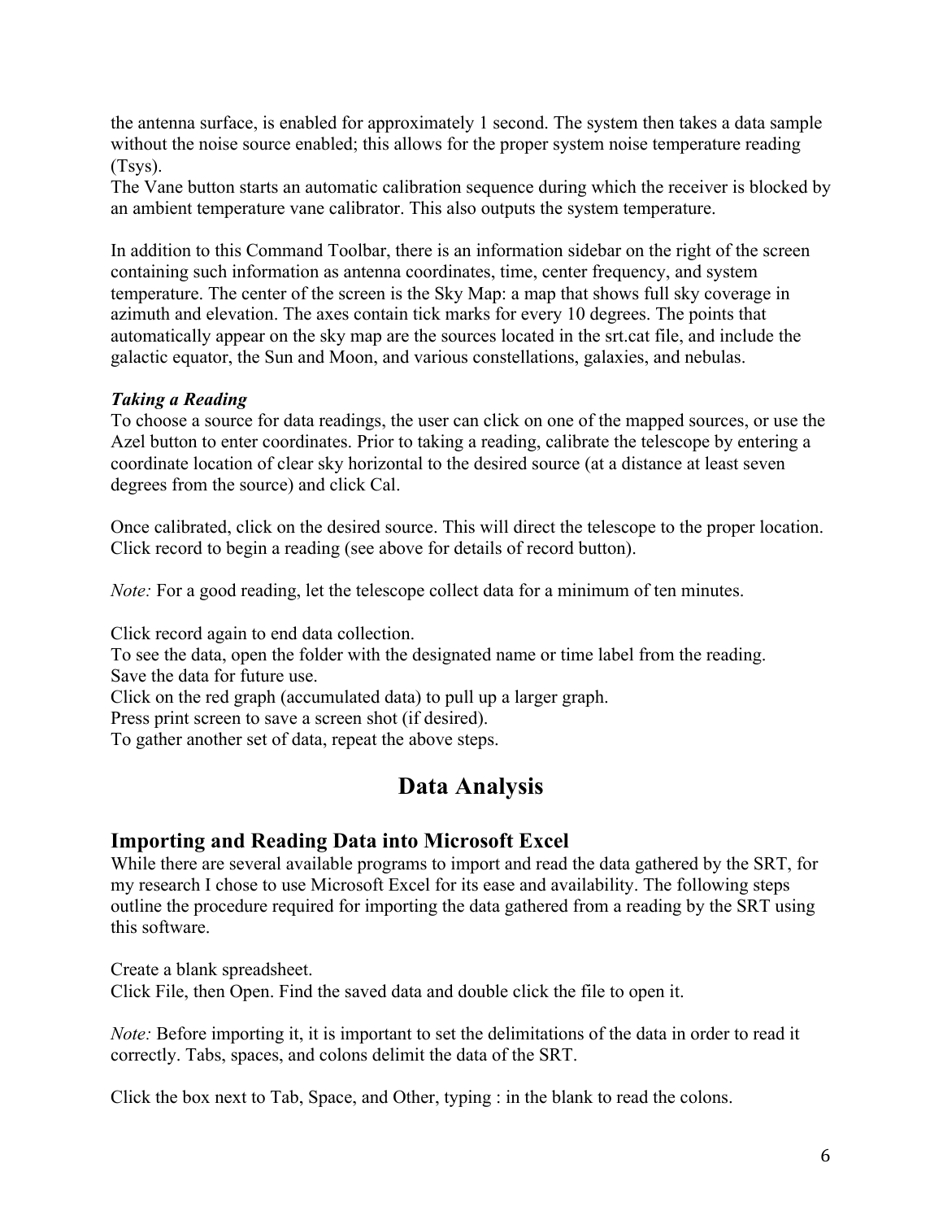the antenna surface, is enabled for approximately 1 second. The system then takes a data sample without the noise source enabled; this allows for the proper system noise temperature reading (Tsys).
The Vane button starts an automatic calibration sequence during which the receiver is blocked by an ambient temperature vane calibrator. This also outputs the system temperature.

In addition to this Command Toolbar, there is an information sidebar on the right of the screen containing such information as antenna coordinates, time, center frequency, and system temperature. The center of the screen is the Sky Map: a map that shows full sky coverage in azimuth and elevation. The axes contain tick marks for every 10 degrees. The points that automatically appear on the sky map are the sources located in the srt.cat file, and include the galactic equator, the Sun and Moon, and various constellations, galaxies, and nebulas.

***Taking a Reading***

To choose a source for data readings, the user can click on one of the mapped sources, or use the Azel button to enter coordinates. Prior to taking a reading, calibrate the telescope by entering a coordinate location of clear sky horizontal to the desired source (at a distance at least seven degrees from the source) and click Cal.

Once calibrated, click on the desired source. This will direct the telescope to the proper location. Click record to begin a reading (see above for details of record button).

*Note:* For a good reading, let the telescope collect data for a minimum of ten minutes.

Click record again to end data collection.
To see the data, open the folder with the designated name or time label from the reading.
Save the data for future use.
Click on the red graph (accumulated data) to pull up a larger graph.
Press print screen to save a screen shot (if desired).
To gather another set of data, repeat the above steps.

# Data Analysis

## Importing and Reading Data into Microsoft Excel

While there are several available programs to import and read the data gathered by the SRT, for my research I chose to use Microsoft Excel for its ease and availability. The following steps outline the procedure required for importing the data gathered from a reading by the SRT using this software.

Create a blank spreadsheet.
Click File, then Open. Find the saved data and double click the file to open it.

*Note:* Before importing it, it is important to set the delimitations of the data in order to read it correctly. Tabs, spaces, and colons delimit the data of the SRT.

Click the box next to Tab, Space, and Other, typing : in the blank to read the colons.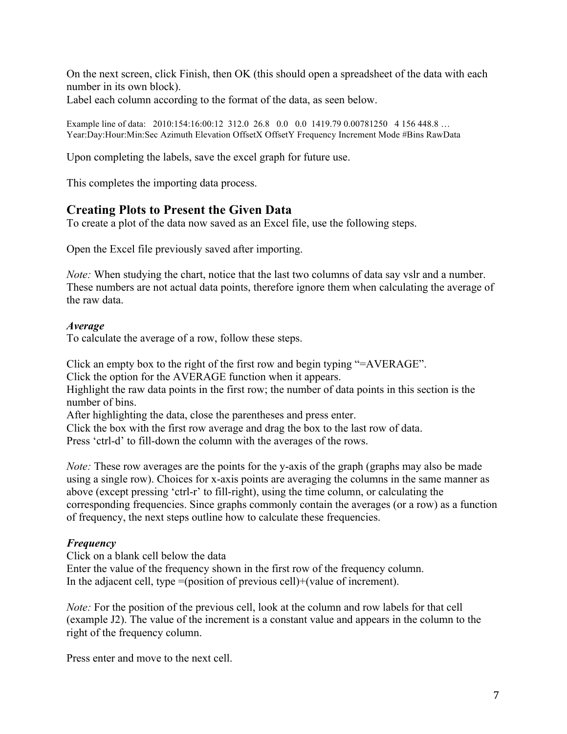On the next screen, click Finish, then OK (this should open a spreadsheet of the data with each number in its own block).

Label each column according to the format of the data, as seen below.

Example line of data: 2010:154:16:00:12 312.0 26.8 0.0 0.0 1419.79 0.00781250 4 156 448.8 …
Year:Day:Hour:Min:Sec Azimuth Elevation OffsetX OffsetY Frequency Increment Mode #Bins RawData

Upon completing the labels, save the excel graph for future use.

This completes the importing data process.

## Creating Plots to Present the Given Data

To create a plot of the data now saved as an Excel file, use the following steps.

Open the Excel file previously saved after importing.

*Note:* When studying the chart, notice that the last two columns of data say vslr and a number. These numbers are not actual data points, therefore ignore them when calculating the average of the raw data.

### *Average*

To calculate the average of a row, follow these steps.

Click an empty box to the right of the first row and begin typing "=AVERAGE".
Click the option for the AVERAGE function when it appears.
Highlight the raw data points in the first row; the number of data points in this section is the number of bins.
After highlighting the data, close the parentheses and press enter.
Click the box with the first row average and drag the box to the last row of data.
Press 'ctrl-d' to fill-down the column with the averages of the rows.

*Note:* These row averages are the points for the y-axis of the graph (graphs may also be made using a single row). Choices for x-axis points are averaging the columns in the same manner as above (except pressing 'ctrl-r' to fill-right), using the time column, or calculating the corresponding frequencies. Since graphs commonly contain the averages (or a row) as a function of frequency, the next steps outline how to calculate these frequencies.

### *Frequency*

Click on a blank cell below the data
Enter the value of the frequency shown in the first row of the frequency column.
In the adjacent cell, type =(position of previous cell)+(value of increment).

*Note:* For the position of the previous cell, look at the column and row labels for that cell (example J2). The value of the increment is a constant value and appears in the column to the right of the frequency column.

Press enter and move to the next cell.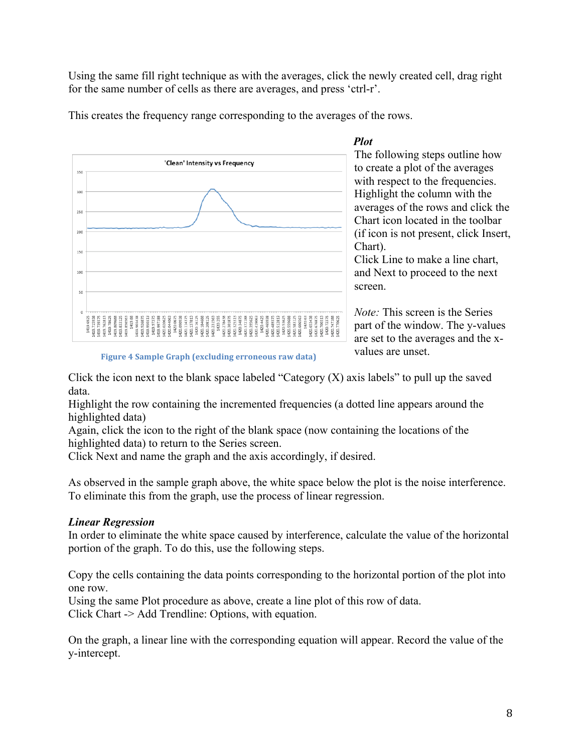Using the same fill right technique as with the averages, click the newly created cell, drag right for the same number of cells as there are averages, and press ‘ctrl-r’.

This creates the frequency range corresponding to the averages of the rows.

***Plot***

The following steps outline how to create a plot of the averages with respect to the frequencies. Highlight the column with the averages of the rows and click the Chart icon located in the toolbar (if icon is not present, click Insert, Chart).
Click Line to make a line chart, and Next to proceed to the next screen.

*Note:* This screen is the Series part of the window. The y-values are set to the averages and the x-values are unset.

Figure 4 Sample Graph (excluding erroneous raw data)

Click the icon next to the blank space labeled “Category (X) axis labels” to pull up the saved data.
Highlight the row containing the incremented frequencies (a dotted line appears around the highlighted data)
Again, click the icon to the right of the blank space (now containing the locations of the highlighted data) to return to the Series screen.
Click Next and name the graph and the axis accordingly, if desired.

As observed in the sample graph above, the white space below the plot is the noise interference. To eliminate this from the graph, use the process of linear regression.

***Linear Regression***

In order to eliminate the white space caused by interference, calculate the value of the horizontal portion of the graph. To do this, use the following steps.

Copy the cells containing the data points corresponding to the horizontal portion of the plot into one row.
Using the same Plot procedure as above, create a line plot of this row of data.
Click Chart -> Add Trendline: Options, with equation.

On the graph, a linear line with the corresponding equation will appear. Record the value of the y-intercept.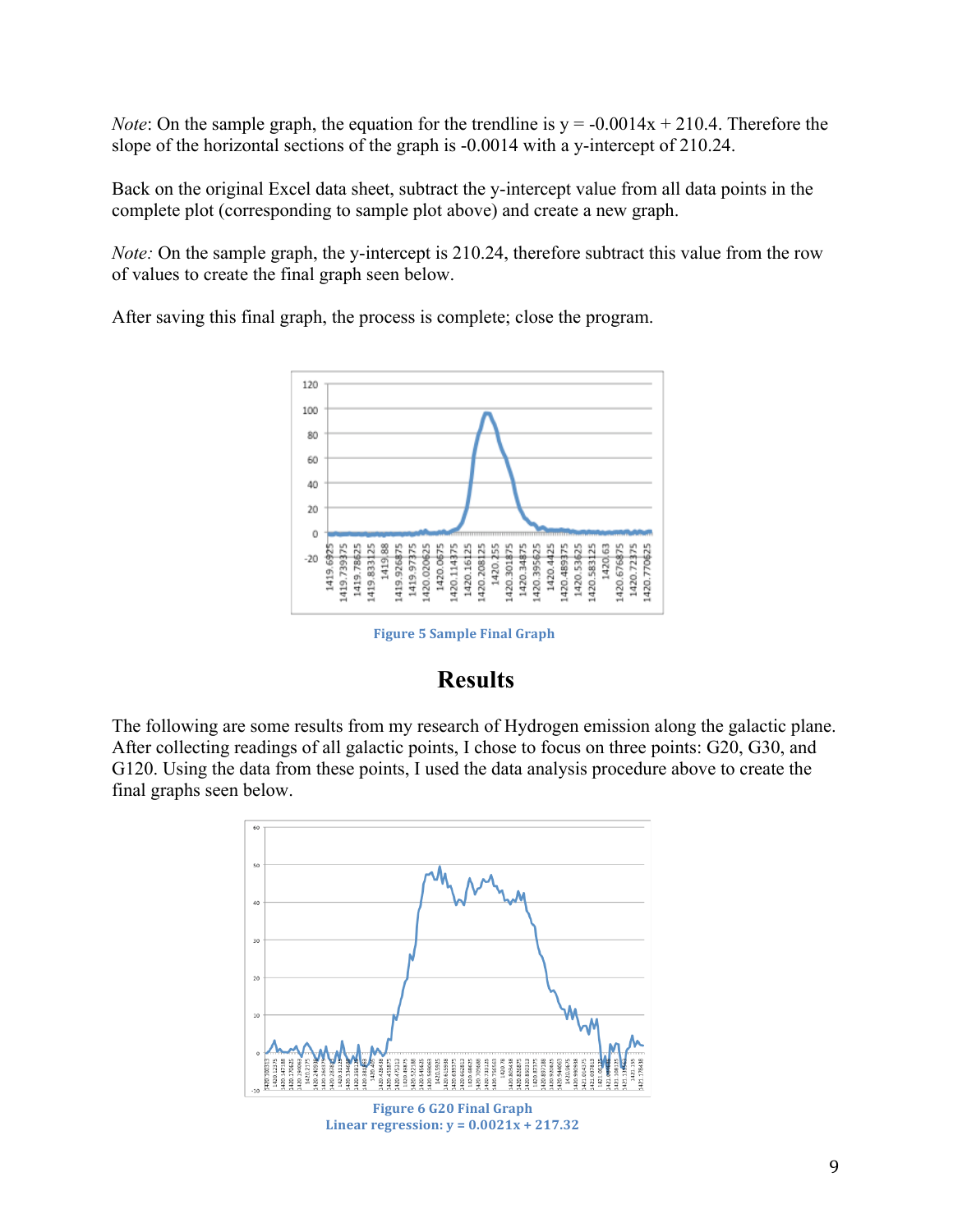*Note*: On the sample graph, the equation for the trendline is y = -0.0014x + 210.4. Therefore the slope of the horizontal sections of the graph is -0.0014 with a y-intercept of 210.24.

Back on the original Excel data sheet, subtract the y-intercept value from all data points in the complete plot (corresponding to sample plot above) and create a new graph.

*Note:* On the sample graph, the y-intercept is 210.24, therefore subtract this value from the row of values to create the final graph seen below.

After saving this final graph, the process is complete; close the program.

Figure 5 Sample Final Graph

## Results

The following are some results from my research of Hydrogen emission along the galactic plane. After collecting readings of all galactic points, I chose to focus on three points: G20, G30, and G120. Using the data from these points, I used the data analysis procedure above to create the final graphs seen below.

Figure 6 G20 Final Graph
Linear regression: y = 0.0021x + 217.32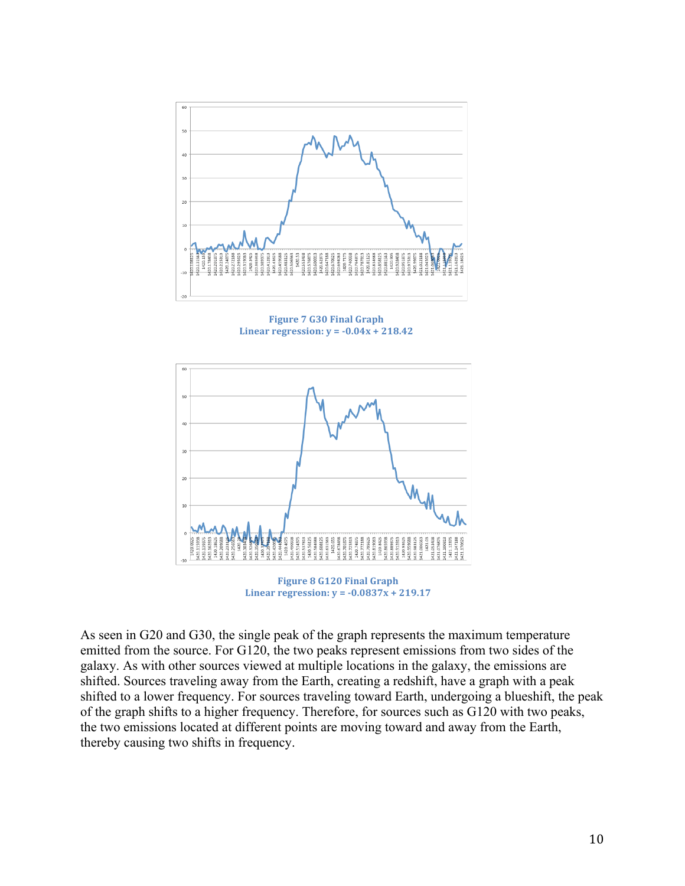**Figure 7 G30 Final Graph**
**Linear regression: y = -0.04x + 218.42**

**Figure 8 G120 Final Graph**
**Linear regression: y = -0.0837x + 219.17**

As seen in G20 and G30, the single peak of the graph represents the maximum temperature emitted from the source. For G120, the two peaks represent emissions from two sides of the galaxy. As with other sources viewed at multiple locations in the galaxy, the emissions are shifted. Sources traveling away from the Earth, creating a redshift, have a graph with a peak shifted to a lower frequency. For sources traveling toward Earth, undergoing a blueshift, the peak of the graph shifts to a higher frequency. Therefore, for sources such as G120 with two peaks, the two emissions located at different points are moving toward and away from the Earth, thereby causing two shifts in frequency.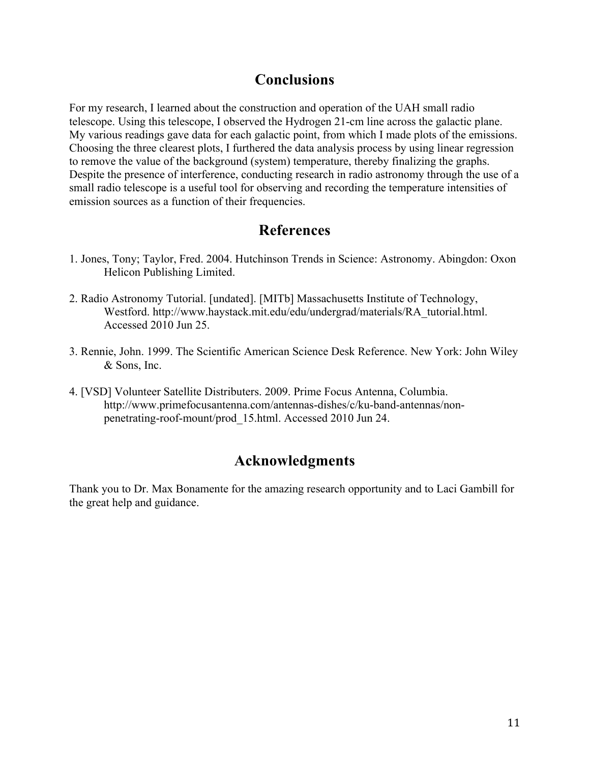## Conclusions

For my research, I learned about the construction and operation of the UAH small radio telescope. Using this telescope, I observed the Hydrogen 21-cm line across the galactic plane. My various readings gave data for each galactic point, from which I made plots of the emissions. Choosing the three clearest plots, I furthered the data analysis process by using linear regression to remove the value of the background (system) temperature, thereby finalizing the graphs. Despite the presence of interference, conducting research in radio astronomy through the use of a small radio telescope is a useful tool for observing and recording the temperature intensities of emission sources as a function of their frequencies.

## References

1. Jones, Tony; Taylor, Fred. 2004. Hutchinson Trends in Science: Astronomy. Abingdon: Oxon Helicon Publishing Limited.

2. Radio Astronomy Tutorial. [undated]. [MITb] Massachusetts Institute of Technology, Westford. http://www.haystack.mit.edu/edu/undergrad/materials/RA_tutorial.html. Accessed 2010 Jun 25.

3. Rennie, John. 1999. The Scientific American Science Desk Reference. New York: John Wiley & Sons, Inc.

4. [VSD] Volunteer Satellite Distributers. 2009. Prime Focus Antenna, Columbia. http://www.primefocusantenna.com/antennas-dishes/c/ku-band-antennas/non-penetrating-roof-mount/prod_15.html. Accessed 2010 Jun 24.

## Acknowledgments

Thank you to Dr. Max Bonamente for the amazing research opportunity and to Laci Gambill for the great help and guidance.